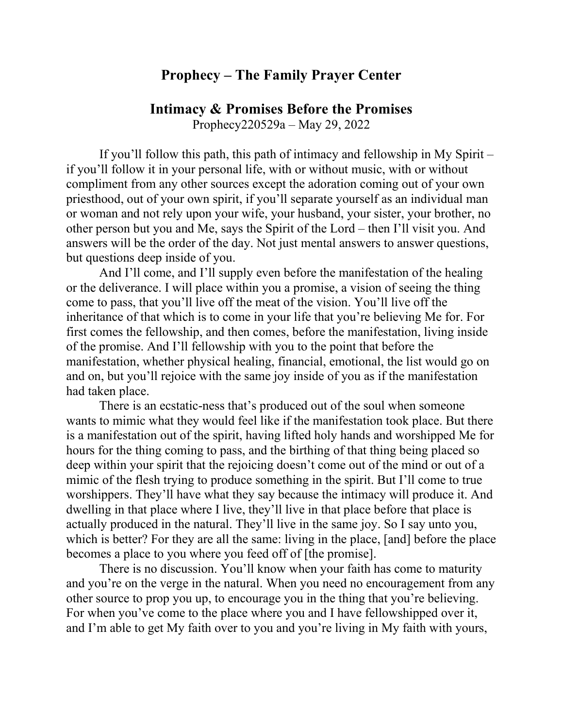# Prophecy – The Family Prayer Center

## Intimacy & Promises Before the Promises

Prophecy220529a – May 29, 2022

If you'll follow this path, this path of intimacy and fellowship in My Spirit – if you'll follow it in your personal life, with or without music, with or without compliment from any other sources except the adoration coming out of your own priesthood, out of your own spirit, if you'll separate yourself as an individual man or woman and not rely upon your wife, your husband, your sister, your brother, no other person but you and Me, says the Spirit of the Lord – then I'll visit you. And answers will be the order of the day. Not just mental answers to answer questions, but questions deep inside of you.

And I'll come, and I'll supply even before the manifestation of the healing or the deliverance. I will place within you a promise, a vision of seeing the thing come to pass, that you'll live off the meat of the vision. You'll live off the inheritance of that which is to come in your life that you're believing Me for. For first comes the fellowship, and then comes, before the manifestation, living inside of the promise. And I'll fellowship with you to the point that before the manifestation, whether physical healing, financial, emotional, the list would go on and on, but you'll rejoice with the same joy inside of you as if the manifestation had taken place.

There is an ecstatic-ness that's produced out of the soul when someone wants to mimic what they would feel like if the manifestation took place. But there is a manifestation out of the spirit, having lifted holy hands and worshipped Me for hours for the thing coming to pass, and the birthing of that thing being placed so deep within your spirit that the rejoicing doesn't come out of the mind or out of a mimic of the flesh trying to produce something in the spirit. But I'll come to true worshippers. They'll have what they say because the intimacy will produce it. And dwelling in that place where I live, they'll live in that place before that place is actually produced in the natural. They'll live in the same joy. So I say unto you, which is better? For they are all the same: living in the place, [and] before the place becomes a place to you where you feed off of [the promise].

There is no discussion. You'll know when your faith has come to maturity and you're on the verge in the natural. When you need no encouragement from any other source to prop you up, to encourage you in the thing that you're believing. For when you've come to the place where you and I have fellowshipped over it, and I'm able to get My faith over to you and you're living in My faith with yours,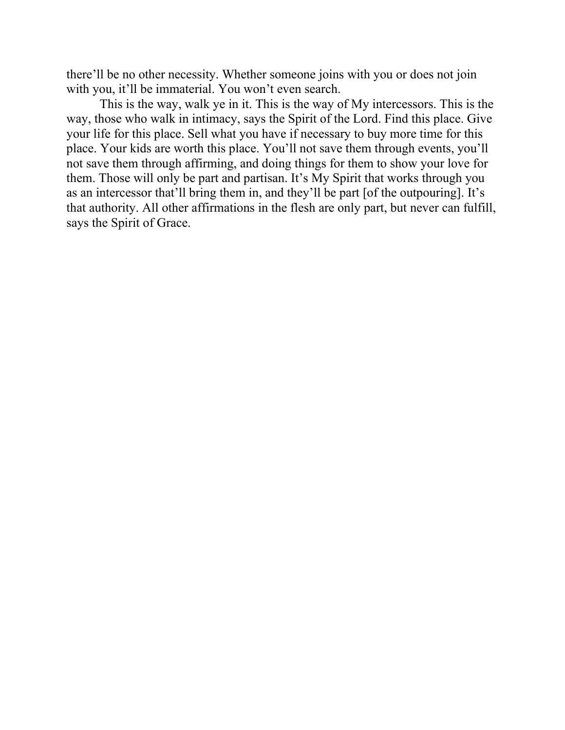there'll be no other necessity. Whether someone joins with you or does not join with you, it'll be immaterial. You won't even search.

This is the way, walk ye in it. This is the way of My intercessors. This is the way, those who walk in intimacy, says the Spirit of the Lord. Find this place. Give your life for this place. Sell what you have if necessary to buy more time for this place. Your kids are worth this place. You'll not save them through events, you'll not save them through affirming, and doing things for them to show your love for them. Those will only be part and partisan. It's My Spirit that works through you as an intercessor that'll bring them in, and they'll be part [of the outpouring]. It's that authority. All other affirmations in the flesh are only part, but never can fulfill, says the Spirit of Grace.